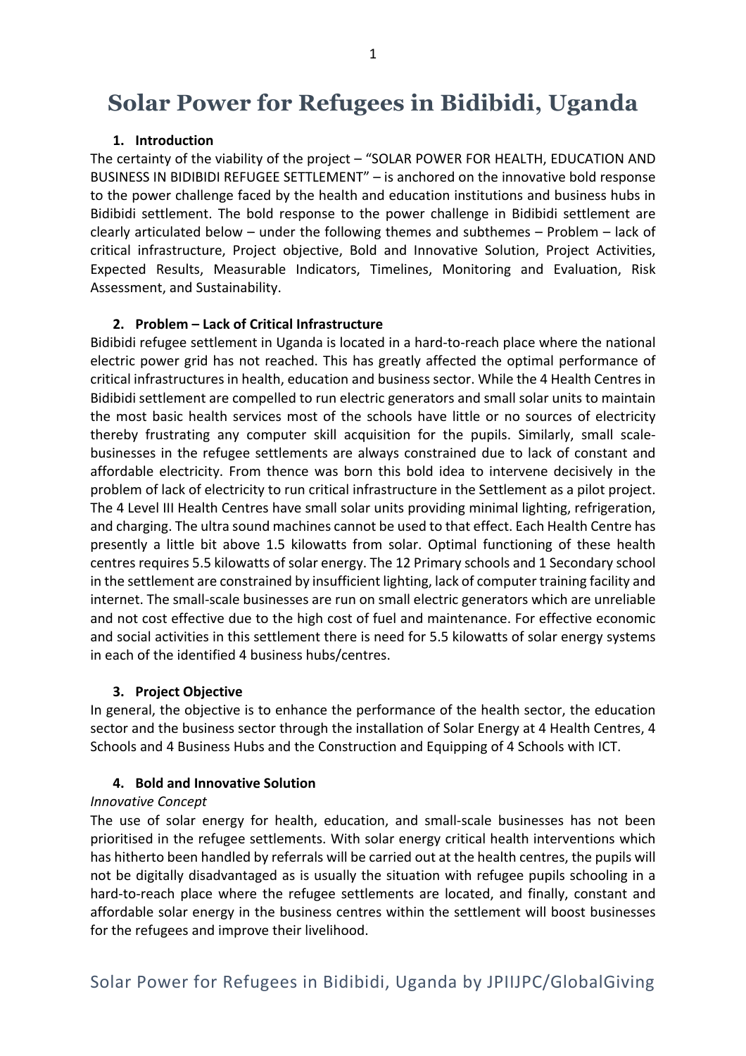# Solar Power for Refugees in Bidibidi, Uganda

## 1. Introduction

The certainty of the viability of the project – "SOLAR POWER FOR HEALTH, EDUCATION AND BUSINESS IN BIDIBIDI REFUGEE SETTLEMENT" – is anchored on the innovative bold response to the power challenge faced by the health and education institutions and business hubs in Bidibidi settlement. The bold response to the power challenge in Bidibidi settlement are clearly articulated below – under the following themes and subthemes – Problem – lack of critical infrastructure, Project objective, Bold and Innovative Solution, Project Activities, Expected Results, Measurable Indicators, Timelines, Monitoring and Evaluation, Risk Assessment, and Sustainability.

## 2. Problem – Lack of Critical Infrastructure

Bidibidi refugee settlement in Uganda is located in a hard-to-reach place where the national electric power grid has not reached. This has greatly affected the optimal performance of critical infrastructures in health, education and business sector. While the 4 Health Centres in Bidibidi settlement are compelled to run electric generators and small solar units to maintain the most basic health services most of the schools have little or no sources of electricity thereby frustrating any computer skill acquisition for the pupils. Similarly, small scale-businesses in the refugee settlements are always constrained due to lack of constant and affordable electricity. From thence was born this bold idea to intervene decisively in the problem of lack of electricity to run critical infrastructure in the Settlement as a pilot project. The 4 Level III Health Centres have small solar units providing minimal lighting, refrigeration, and charging. The ultra sound machines cannot be used to that effect. Each Health Centre has presently a little bit above 1.5 kilowatts from solar. Optimal functioning of these health centres requires 5.5 kilowatts of solar energy. The 12 Primary schools and 1 Secondary school in the settlement are constrained by insufficient lighting, lack of computer training facility and internet. The small-scale businesses are run on small electric generators which are unreliable and not cost effective due to the high cost of fuel and maintenance. For effective economic and social activities in this settlement there is need for 5.5 kilowatts of solar energy systems in each of the identified 4 business hubs/centres.

## 3. Project Objective

In general, the objective is to enhance the performance of the health sector, the education sector and the business sector through the installation of Solar Energy at 4 Health Centres, 4 Schools and 4 Business Hubs and the Construction and Equipping of 4 Schools with ICT.

## 4. Bold and Innovative Solution

*Innovative Concept*

The use of solar energy for health, education, and small-scale businesses has not been prioritised in the refugee settlements. With solar energy critical health interventions which has hitherto been handled by referrals will be carried out at the health centres, the pupils will not be digitally disadvantaged as is usually the situation with refugee pupils schooling in a hard-to-reach place where the refugee settlements are located, and finally, constant and affordable solar energy in the business centres within the settlement will boost businesses for the refugees and improve their livelihood.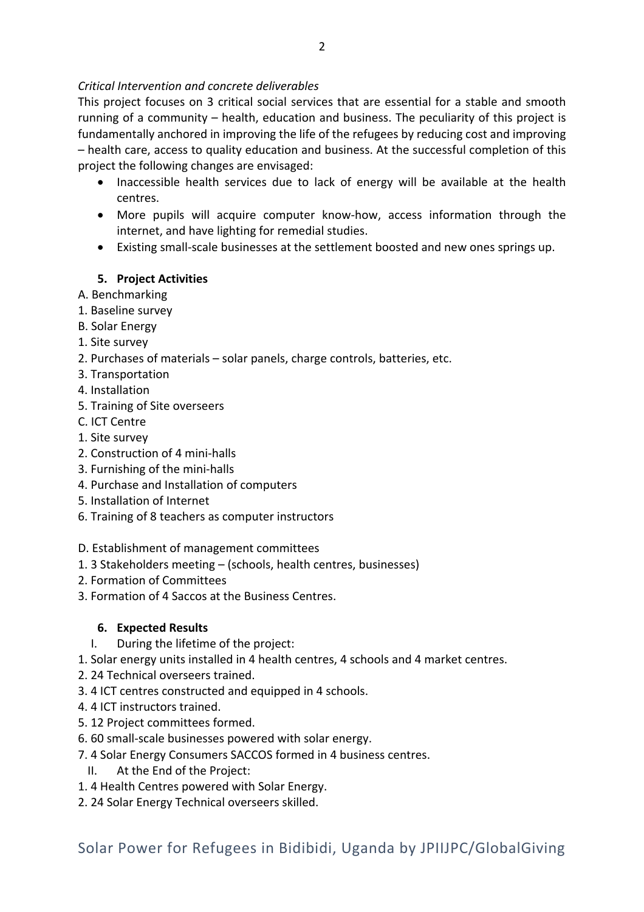*Critical Intervention and concrete deliverables*

This project focuses on 3 critical social services that are essential for a stable and smooth running of a community – health, education and business. The peculiarity of this project is fundamentally anchored in improving the life of the refugees by reducing cost and improving – health care, access to quality education and business. At the successful completion of this project the following changes are envisaged:

- Inaccessible health services due to lack of energy will be available at the health centres.
- More pupils will acquire computer know-how, access information through the internet, and have lighting for remedial studies.
- Existing small-scale businesses at the settlement boosted and new ones springs up.

## 5. Project Activities

A. Benchmarking

1. Baseline survey

B. Solar Energy

1. Site survey
2. Purchases of materials – solar panels, charge controls, batteries, etc.
3. Transportation
4. Installation
5. Training of Site overseers

C. ICT Centre

1. Site survey
2. Construction of 4 mini-halls
3. Furnishing of the mini-halls
4. Purchase and Installation of computers
5. Installation of Internet
6. Training of 8 teachers as computer instructors

D. Establishment of management committees

1. 3 Stakeholders meeting – (schools, health centres, businesses)
2. Formation of Committees
3. Formation of 4 Saccos at the Business Centres.

## 6. Expected Results

I. During the lifetime of the project:

1. Solar energy units installed in 4 health centres, 4 schools and 4 market centres.
2. 24 Technical overseers trained.
3. 4 ICT centres constructed and equipped in 4 schools.
4. 4 ICT instructors trained.
5. 12 Project committees formed.
6. 60 small-scale businesses powered with solar energy.
7. 4 Solar Energy Consumers SACCOS formed in 4 business centres.

II. At the End of the Project:

1. 4 Health Centres powered with Solar Energy.
2. 24 Solar Energy Technical overseers skilled.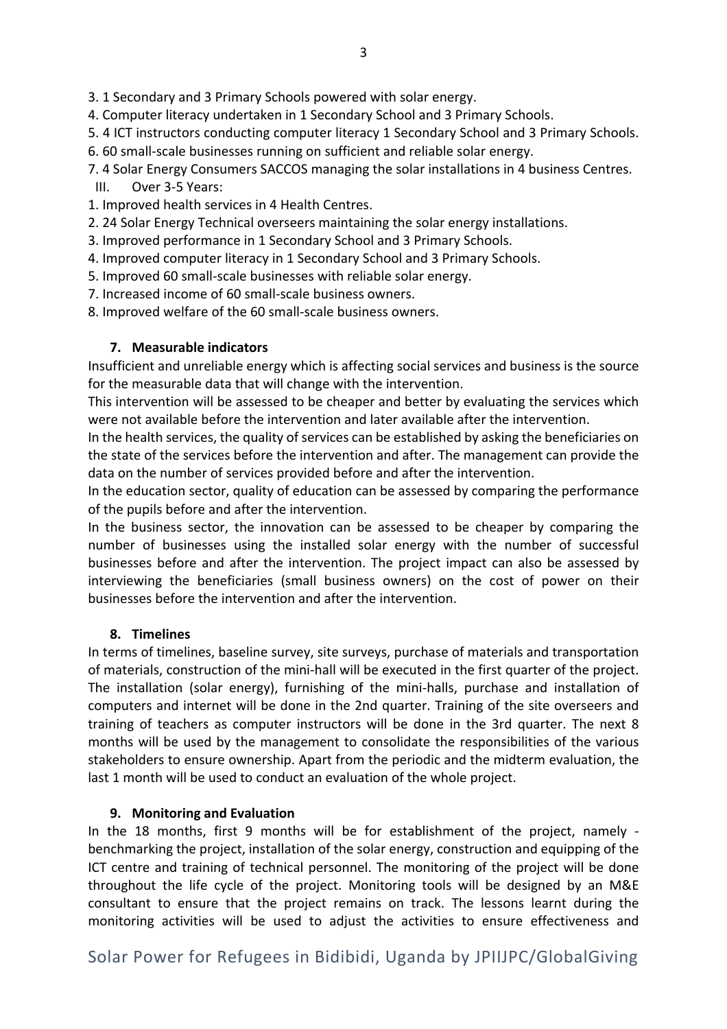3. 1 Secondary and 3 Primary Schools powered with solar energy.
4. Computer literacy undertaken in 1 Secondary School and 3 Primary Schools.
5. 4 ICT instructors conducting computer literacy 1 Secondary School and 3 Primary Schools.
6. 60 small-scale businesses running on sufficient and reliable solar energy.
7. 4 Solar Energy Consumers SACCOS managing the solar installations in 4 business Centres.

III. Over 3-5 Years:

1. Improved health services in 4 Health Centres.
2. 24 Solar Energy Technical overseers maintaining the solar energy installations.
3. Improved performance in 1 Secondary School and 3 Primary Schools.
4. Improved computer literacy in 1 Secondary School and 3 Primary Schools.
5. Improved 60 small-scale businesses with reliable solar energy.
7. Increased income of 60 small-scale business owners.
8. Improved welfare of the 60 small-scale business owners.

### 7. Measurable indicators

Insufficient and unreliable energy which is affecting social services and business is the source for the measurable data that will change with the intervention.

This intervention will be assessed to be cheaper and better by evaluating the services which were not available before the intervention and later available after the intervention.

In the health services, the quality of services can be established by asking the beneficiaries on the state of the services before the intervention and after. The management can provide the data on the number of services provided before and after the intervention.

In the education sector, quality of education can be assessed by comparing the performance of the pupils before and after the intervention.

In the business sector, the innovation can be assessed to be cheaper by comparing the number of businesses using the installed solar energy with the number of successful businesses before and after the intervention. The project impact can also be assessed by interviewing the beneficiaries (small business owners) on the cost of power on their businesses before the intervention and after the intervention.

### 8. Timelines

In terms of timelines, baseline survey, site surveys, purchase of materials and transportation of materials, construction of the mini-hall will be executed in the first quarter of the project. The installation (solar energy), furnishing of the mini-halls, purchase and installation of computers and internet will be done in the 2nd quarter. Training of the site overseers and training of teachers as computer instructors will be done in the 3rd quarter. The next 8 months will be used by the management to consolidate the responsibilities of the various stakeholders to ensure ownership. Apart from the periodic and the midterm evaluation, the last 1 month will be used to conduct an evaluation of the whole project.

### 9. Monitoring and Evaluation

In the 18 months, first 9 months will be for establishment of the project, namely - benchmarking the project, installation of the solar energy, construction and equipping of the ICT centre and training of technical personnel. The monitoring of the project will be done throughout the life cycle of the project. Monitoring tools will be designed by an M&E consultant to ensure that the project remains on track. The lessons learnt during the monitoring activities will be used to adjust the activities to ensure effectiveness and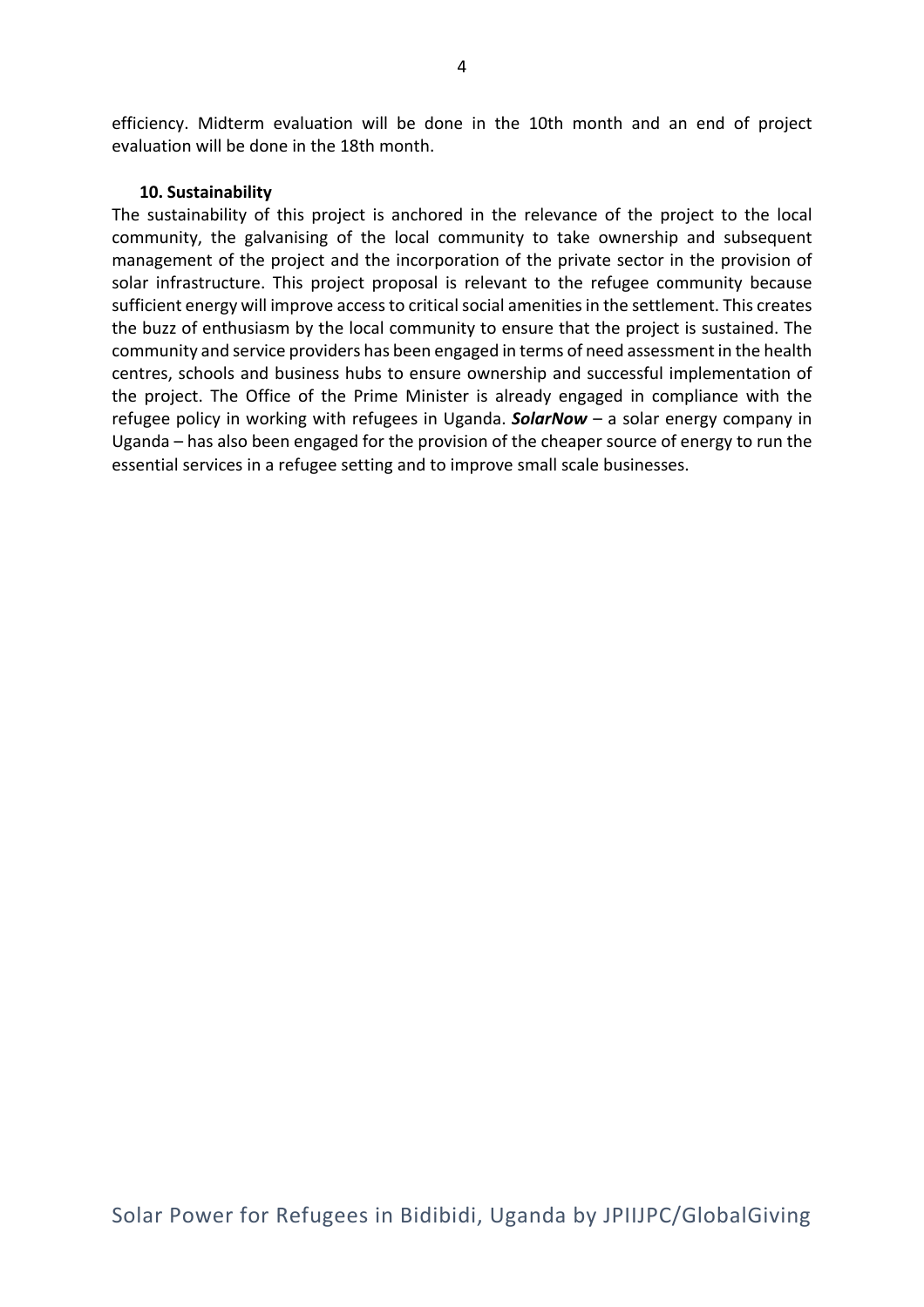efficiency. Midterm evaluation will be done in the 10th month and an end of project evaluation will be done in the 18th month.

**10. Sustainability**

The sustainability of this project is anchored in the relevance of the project to the local community, the galvanising of the local community to take ownership and subsequent management of the project and the incorporation of the private sector in the provision of solar infrastructure. This project proposal is relevant to the refugee community because sufficient energy will improve access to critical social amenities in the settlement. This creates the buzz of enthusiasm by the local community to ensure that the project is sustained. The community and service providers has been engaged in terms of need assessment in the health centres, schools and business hubs to ensure ownership and successful implementation of the project. The Office of the Prime Minister is already engaged in compliance with the refugee policy in working with refugees in Uganda. ***SolarNow*** – a solar energy company in Uganda – has also been engaged for the provision of the cheaper source of energy to run the essential services in a refugee setting and to improve small scale businesses.